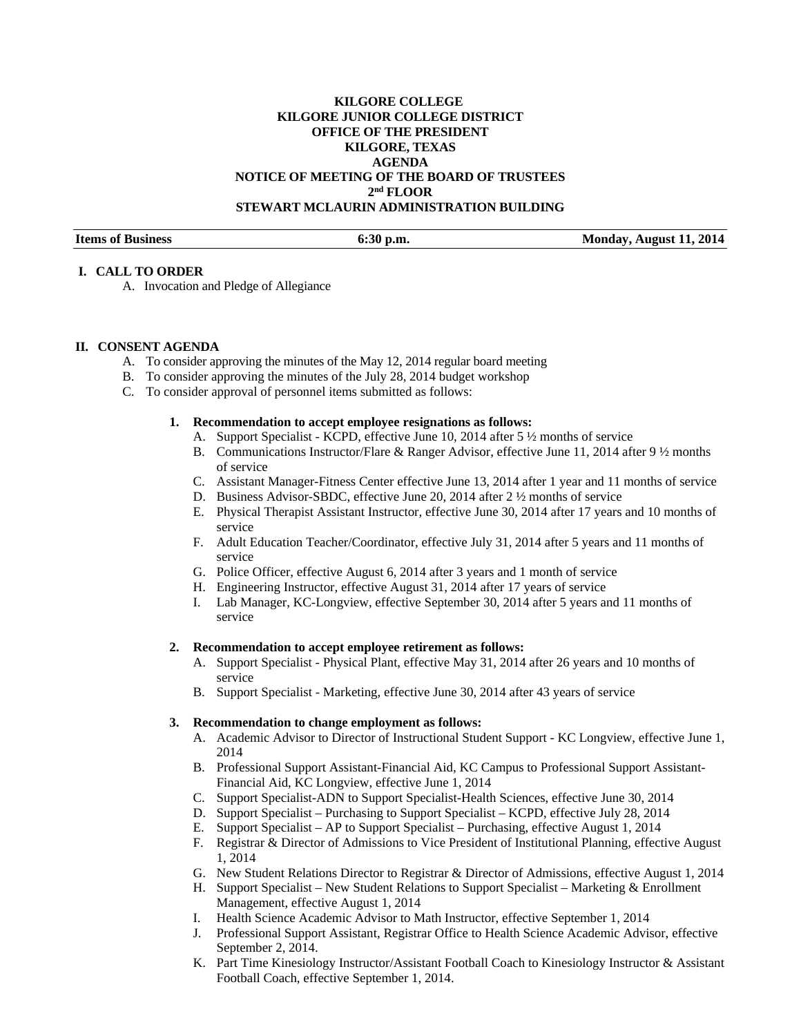**KILGORE COLLEGE**
**KILGORE JUNIOR COLLEGE DISTRICT**
**OFFICE OF THE PRESIDENT**
**KILGORE, TEXAS**
**AGENDA**
**NOTICE OF MEETING OF THE BOARD OF TRUSTEES**
**2nd FLOOR**
**STEWART MCLAURIN ADMINISTRATION BUILDING**

**Items of Business** | **6:30 p.m.** | **Monday, August 11, 2014**

## I. CALL TO ORDER

A. Invocation and Pledge of Allegiance

## II. CONSENT AGENDA

A. To consider approving the minutes of the May 12, 2014 regular board meeting
B. To consider approving the minutes of the July 28, 2014 budget workshop
C. To consider approval of personnel items submitted as follows:

**1. Recommendation to accept employee resignations as follows:**

A. Support Specialist - KCPD, effective June 10, 2014 after 5 ½ months of service
B. Communications Instructor/Flare & Ranger Advisor, effective June 11, 2014 after 9 ½ months of service
C. Assistant Manager-Fitness Center effective June 13, 2014 after 1 year and 11 months of service
D. Business Advisor-SBDC, effective June 20, 2014 after 2 ½ months of service
E. Physical Therapist Assistant Instructor, effective June 30, 2014 after 17 years and 10 months of service
F. Adult Education Teacher/Coordinator, effective July 31, 2014 after 5 years and 11 months of service
G. Police Officer, effective August 6, 2014 after 3 years and 1 month of service
H. Engineering Instructor, effective August 31, 2014 after 17 years of service
I. Lab Manager, KC-Longview, effective September 30, 2014 after 5 years and 11 months of service

**2. Recommendation to accept employee retirement as follows:**

A. Support Specialist - Physical Plant, effective May 31, 2014 after 26 years and 10 months of service
B. Support Specialist - Marketing, effective June 30, 2014 after 43 years of service

**3. Recommendation to change employment as follows:**

A. Academic Advisor to Director of Instructional Student Support - KC Longview, effective June 1, 2014
B. Professional Support Assistant-Financial Aid, KC Campus to Professional Support Assistant-Financial Aid, KC Longview, effective June 1, 2014
C. Support Specialist-ADN to Support Specialist-Health Sciences, effective June 30, 2014
D. Support Specialist – Purchasing to Support Specialist – KCPD, effective July 28, 2014
E. Support Specialist – AP to Support Specialist – Purchasing, effective August 1, 2014
F. Registrar & Director of Admissions to Vice President of Institutional Planning, effective August 1, 2014
G. New Student Relations Director to Registrar & Director of Admissions, effective August 1, 2014
H. Support Specialist – New Student Relations to Support Specialist – Marketing & Enrollment Management, effective August 1, 2014
I. Health Science Academic Advisor to Math Instructor, effective September 1, 2014
J. Professional Support Assistant, Registrar Office to Health Science Academic Advisor, effective September 2, 2014.
K. Part Time Kinesiology Instructor/Assistant Football Coach to Kinesiology Instructor & Assistant Football Coach, effective September 1, 2014.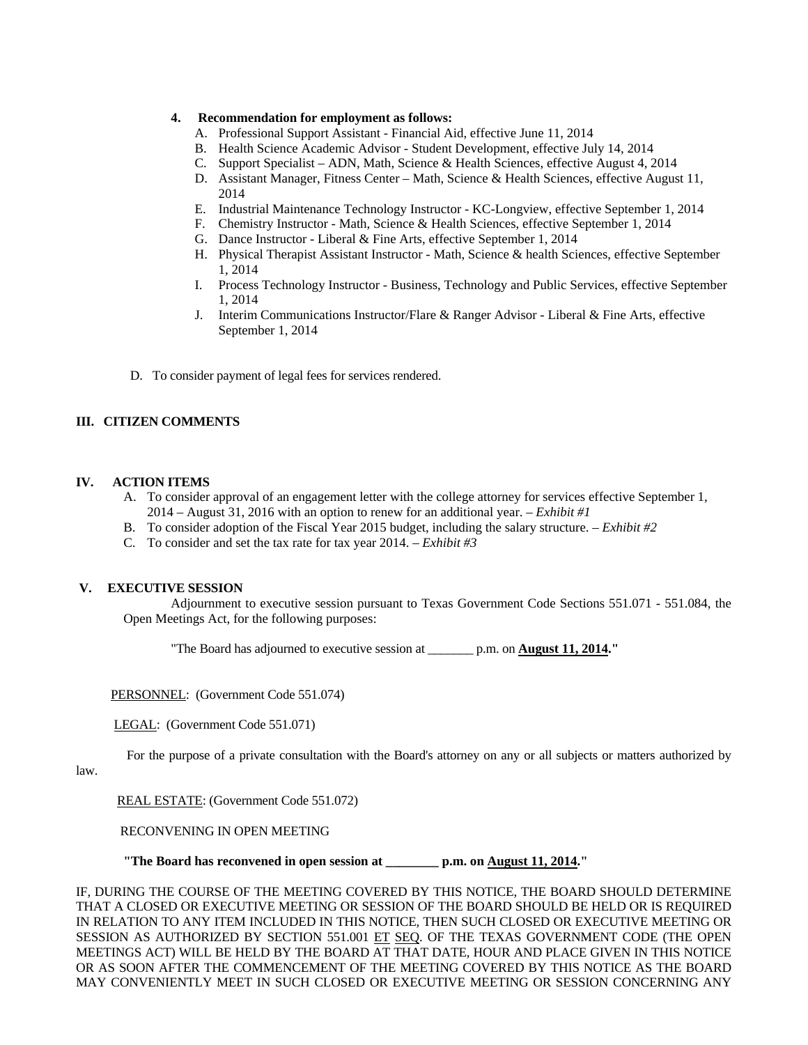4. **Recommendation for employment as follows:**
   - A. Professional Support Assistant - Financial Aid, effective June 11, 2014
   - B. Health Science Academic Advisor - Student Development, effective July 14, 2014
   - C. Support Specialist – ADN, Math, Science & Health Sciences, effective August 4, 2014
   - D. Assistant Manager, Fitness Center – Math, Science & Health Sciences, effective August 11, 2014
   - E. Industrial Maintenance Technology Instructor - KC-Longview, effective September 1, 2014
   - F. Chemistry Instructor - Math, Science & Health Sciences, effective September 1, 2014
   - G. Dance Instructor - Liberal & Fine Arts, effective September 1, 2014
   - H. Physical Therapist Assistant Instructor - Math, Science & health Sciences, effective September 1, 2014
   - I. Process Technology Instructor - Business, Technology and Public Services, effective September 1, 2014
   - J. Interim Communications Instructor/Flare & Ranger Advisor - Liberal & Fine Arts, effective September 1, 2014

D. To consider payment of legal fees for services rendered.

## III. CITIZEN COMMENTS

## IV. ACTION ITEMS

A. To consider approval of an engagement letter with the college attorney for services effective September 1, 2014 – August 31, 2016 with an option to renew for an additional year. – *Exhibit #1*

B. To consider adoption of the Fiscal Year 2015 budget, including the salary structure. – *Exhibit #2*

C. To consider and set the tax rate for tax year 2014. – *Exhibit #3*

## V. EXECUTIVE SESSION

Adjournment to executive session pursuant to Texas Government Code Sections 551.071 - 551.084, the Open Meetings Act, for the following purposes:

"The Board has adjourned to executive session at _______ p.m. on **August 11, 2014**."

PERSONNEL: (Government Code 551.074)

LEGAL: (Government Code 551.071)

For the purpose of a private consultation with the Board's attorney on any or all subjects or matters authorized by law.

REAL ESTATE: (Government Code 551.072)

RECONVENING IN OPEN MEETING

**"The Board has reconvened in open session at ________ p.m. on August 11, 2014."**

IF, DURING THE COURSE OF THE MEETING COVERED BY THIS NOTICE, THE BOARD SHOULD DETERMINE THAT A CLOSED OR EXECUTIVE MEETING OR SESSION OF THE BOARD SHOULD BE HELD OR IS REQUIRED IN RELATION TO ANY ITEM INCLUDED IN THIS NOTICE, THEN SUCH CLOSED OR EXECUTIVE MEETING OR SESSION AS AUTHORIZED BY SECTION 551.001 ET SEQ. OF THE TEXAS GOVERNMENT CODE (THE OPEN MEETINGS ACT) WILL BE HELD BY THE BOARD AT THAT DATE, HOUR AND PLACE GIVEN IN THIS NOTICE OR AS SOON AFTER THE COMMENCEMENT OF THE MEETING COVERED BY THIS NOTICE AS THE BOARD MAY CONVENIENTLY MEET IN SUCH CLOSED OR EXECUTIVE MEETING OR SESSION CONCERNING ANY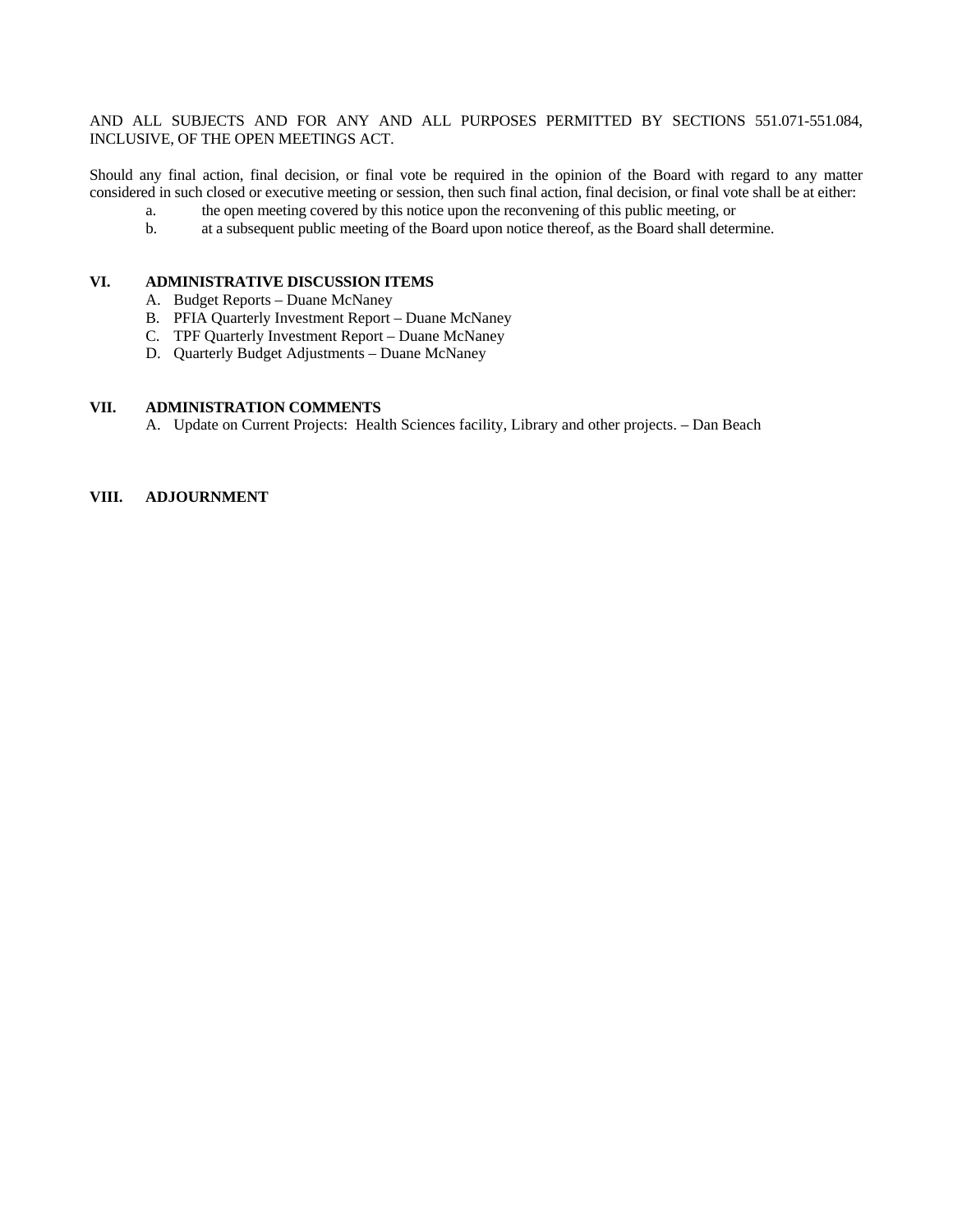AND ALL SUBJECTS AND FOR ANY AND ALL PURPOSES PERMITTED BY SECTIONS 551.071-551.084, INCLUSIVE, OF THE OPEN MEETINGS ACT.

Should any final action, final decision, or final vote be required in the opinion of the Board with regard to any matter considered in such closed or executive meeting or session, then such final action, final decision, or final vote shall be at either:

a. the open meeting covered by this notice upon the reconvening of this public meeting, or
b. at a subsequent public meeting of the Board upon notice thereof, as the Board shall determine.

## VI. ADMINISTRATIVE DISCUSSION ITEMS

A. Budget Reports – Duane McNaney
B. PFIA Quarterly Investment Report – Duane McNaney
C. TPF Quarterly Investment Report – Duane McNaney
D. Quarterly Budget Adjustments – Duane McNaney

## VII. ADMINISTRATION COMMENTS

A. Update on Current Projects: Health Sciences facility, Library and other projects. – Dan Beach

## VIII. ADJOURNMENT